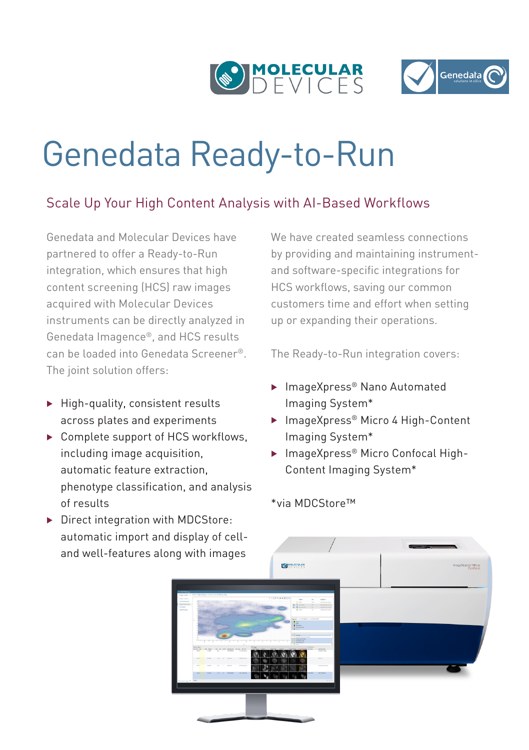# Genedata Ready-to-Run

## Scale Up Your High Content Analysis with AI-Based Workflows

Genedata and Molecular Devices have partnered to offer a Ready-to-Run integration, which ensures that high content screening (HCS) raw images acquired with Molecular Devices instruments can be directly analyzed in Genedata Imagence®, and HCS results can be loaded into Genedata Screener®. The joint solution offers:

- High-quality, consistent results across plates and experiments
- Complete support of HCS workflows, including image acquisition, automatic feature extraction, phenotype classification, and analysis of results
- Direct integration with MDCStore: automatic import and display of cell- and well-features along with images

We have created seamless connections by providing and maintaining instrument- and software-specific integrations for HCS workflows, saving our common customers time and effort when setting up or expanding their operations.

The Ready-to-Run integration covers:

- ImageXpress® Nano Automated Imaging System*
- ImageXpress® Micro 4 High-Content Imaging System*
- ImageXpress® Micro Confocal High-Content Imaging System*

*via MDCStore™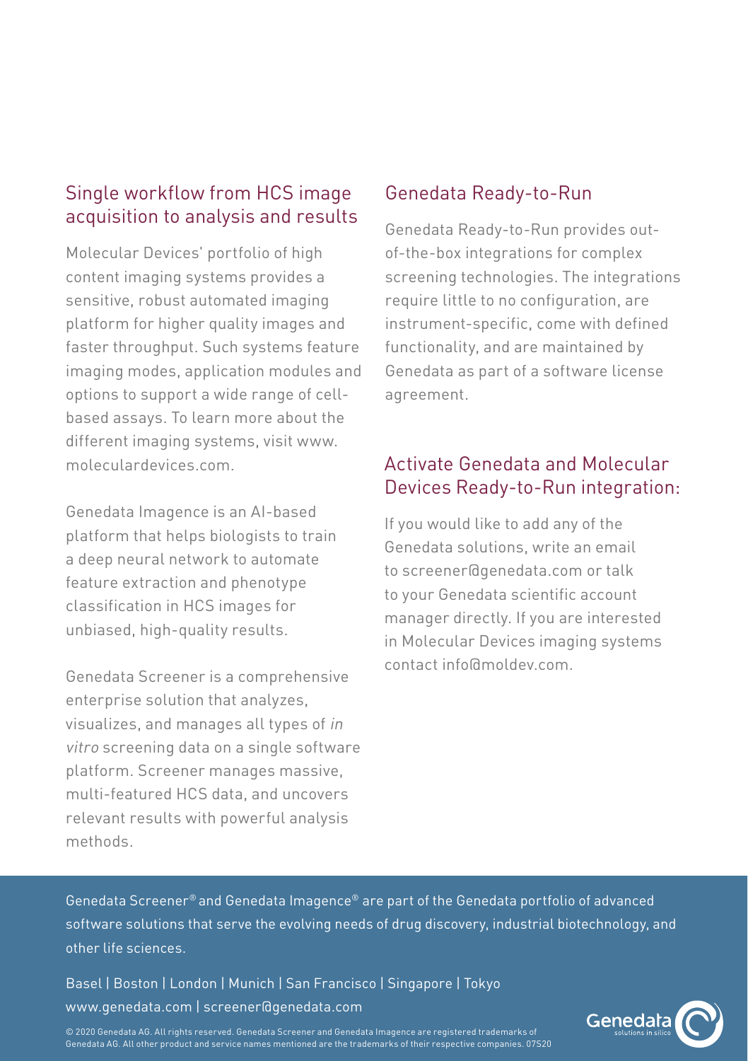## Single workflow from HCS image acquisition to analysis and results

Molecular Devices' portfolio of high content imaging systems provides a sensitive, robust automated imaging platform for higher quality images and faster throughput. Such systems feature imaging modes, application modules and options to support a wide range of cell-based assays. To learn more about the different imaging systems, visit www.moleculardevices.com.

Genedata Imagence is an AI-based platform that helps biologists to train a deep neural network to automate feature extraction and phenotype classification in HCS images for unbiased, high-quality results.

Genedata Screener is a comprehensive enterprise solution that analyzes, visualizes, and manages all types of *in vitro* screening data on a single software platform. Screener manages massive, multi-featured HCS data, and uncovers relevant results with powerful analysis methods.

## Genedata Ready-to-Run

Genedata Ready-to-Run provides out-of-the-box integrations for complex screening technologies. The integrations require little to no configuration, are instrument-specific, come with defined functionality, and are maintained by Genedata as part of a software license agreement.

## Activate Genedata and Molecular Devices Ready-to-Run integration:

If you would like to add any of the Genedata solutions, write an email to screener@genedata.com or talk to your Genedata scientific account manager directly. If you are interested in Molecular Devices imaging systems contact info@moldev.com.

Genedata Screener® and Genedata Imagence® are part of the Genedata portfolio of advanced software solutions that serve the evolving needs of drug discovery, industrial biotechnology, and other life sciences.

Basel | Boston | London | Munich | San Francisco | Singapore | Tokyo
www.genedata.com | screener@genedata.com

© 2020 Genedata AG. All rights reserved. Genedata Screener and Genedata Imagence are registered trademarks of Genedata AG. All other product and service names mentioned are the trademarks of their respective companies. 07S20

Genedata
solutions in silico